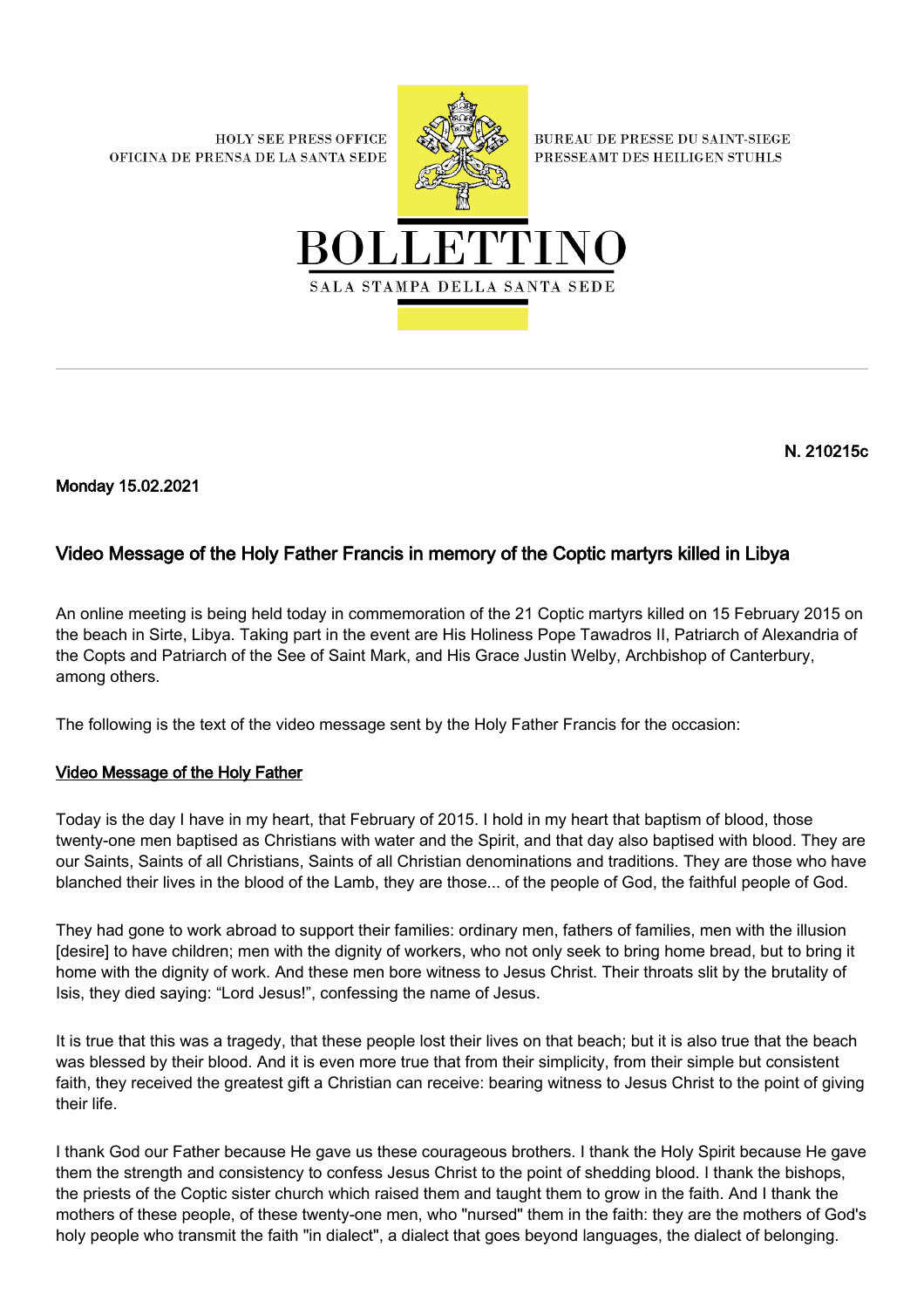HOLY SEE PRESS OFFICE
OFICINA DE PRENSA DE LA SANTA SEDE

BUREAU DE PRESSE DU SAINT-SIEGE
PRESSEAMT DES HEILIGEN STUHLS

# BOLLETTINO

SALA STAMPA DELLA SANTA SEDE

**N. 210215c**

**Monday 15.02.2021**

## Video Message of the Holy Father Francis in memory of the Coptic martyrs killed in Libya

An online meeting is being held today in commemoration of the 21 Coptic martyrs killed on 15 February 2015 on the beach in Sirte, Libya. Taking part in the event are His Holiness Pope Tawadros II, Patriarch of Alexandria of the Copts and Patriarch of the See of Saint Mark, and His Grace Justin Welby, Archbishop of Canterbury, among others.

The following is the text of the video message sent by the Holy Father Francis for the occasion:

### Video Message of the Holy Father

Today is the day I have in my heart, that February of 2015. I hold in my heart that baptism of blood, those twenty-one men baptised as Christians with water and the Spirit, and that day also baptised with blood. They are our Saints, Saints of all Christians, Saints of all Christian denominations and traditions. They are those who have blanched their lives in the blood of the Lamb, they are those... of the people of God, the faithful people of God.

They had gone to work abroad to support their families: ordinary men, fathers of families, men with the illusion [desire] to have children; men with the dignity of workers, who not only seek to bring home bread, but to bring it home with the dignity of work. And these men bore witness to Jesus Christ. Their throats slit by the brutality of Isis, they died saying: "Lord Jesus!", confessing the name of Jesus.

It is true that this was a tragedy, that these people lost their lives on that beach; but it is also true that the beach was blessed by their blood. And it is even more true that from their simplicity, from their simple but consistent faith, they received the greatest gift a Christian can receive: bearing witness to Jesus Christ to the point of giving their life.

I thank God our Father because He gave us these courageous brothers. I thank the Holy Spirit because He gave them the strength and consistency to confess Jesus Christ to the point of shedding blood. I thank the bishops, the priests of the Coptic sister church which raised them and taught them to grow in the faith. And I thank the mothers of these people, of these twenty-one men, who "nursed" them in the faith: they are the mothers of God's holy people who transmit the faith "in dialect", a dialect that goes beyond languages, the dialect of belonging.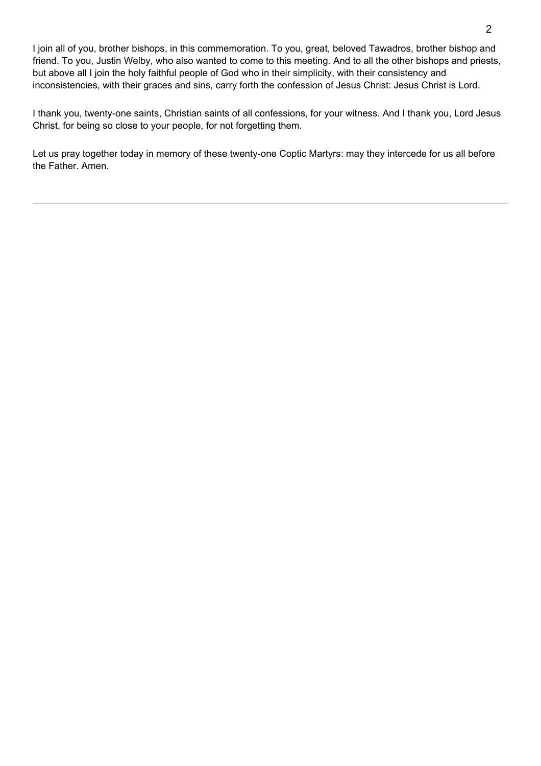I join all of you, brother bishops, in this commemoration. To you, great, beloved Tawadros, brother bishop and friend. To you, Justin Welby, who also wanted to come to this meeting. And to all the other bishops and priests, but above all I join the holy faithful people of God who in their simplicity, with their consistency and inconsistencies, with their graces and sins, carry forth the confession of Jesus Christ: Jesus Christ is Lord.

I thank you, twenty-one saints, Christian saints of all confessions, for your witness. And I thank you, Lord Jesus Christ, for being so close to your people, for not forgetting them.

Let us pray together today in memory of these twenty-one Coptic Martyrs: may they intercede for us all before the Father. Amen.

---